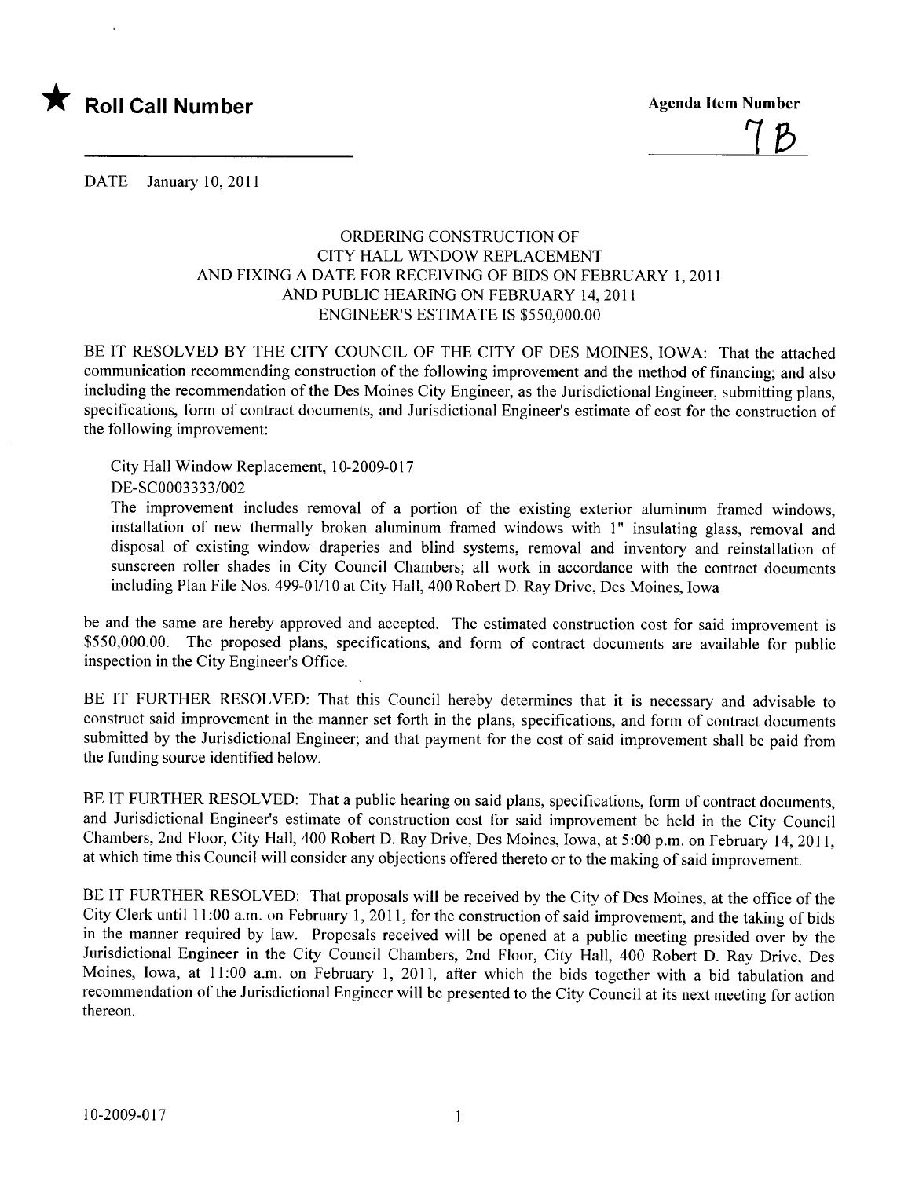★ **Roll Call Number**

**Agenda Item Number**

7B

DATE January 10, 2011

ORDERING CONSTRUCTION OF
CITY HALL WINDOW REPLACEMENT
AND FIXING A DATE FOR RECEIVING OF BIDS ON FEBRUARY 1, 2011
AND PUBLIC HEARING ON FEBRUARY 14, 2011
ENGINEER'S ESTIMATE IS $550,000.00

BE IT RESOLVED BY THE CITY COUNCIL OF THE CITY OF DES MOINES, IOWA: That the attached communication recommending construction of the following improvement and the method of financing; and also including the recommendation of the Des Moines City Engineer, as the Jurisdictional Engineer, submitting plans, specifications, form of contract documents, and Jurisdictional Engineer's estimate of cost for the construction of the following improvement:

City Hall Window Replacement, 10-2009-017
DE-SC0003333/002
The improvement includes removal of a portion of the existing exterior aluminum framed windows, installation of new thermally broken aluminum framed windows with 1" insulating glass, removal and disposal of existing window draperies and blind systems, removal and inventory and reinstallation of sunscreen roller shades in City Council Chambers; all work in accordance with the contract documents including Plan File Nos. 499-01/10 at City Hall, 400 Robert D. Ray Drive, Des Moines, Iowa

be and the same are hereby approved and accepted. The estimated construction cost for said improvement is $550,000.00. The proposed plans, specifications, and form of contract documents are available for public inspection in the City Engineer's Office.

BE IT FURTHER RESOLVED: That this Council hereby determines that it is necessary and advisable to construct said improvement in the manner set forth in the plans, specifications, and form of contract documents submitted by the Jurisdictional Engineer; and that payment for the cost of said improvement shall be paid from the funding source identified below.

BE IT FURTHER RESOLVED: That a public hearing on said plans, specifications, form of contract documents, and Jurisdictional Engineer's estimate of construction cost for said improvement be held in the City Council Chambers, 2nd Floor, City Hall, 400 Robert D. Ray Drive, Des Moines, Iowa, at 5:00 p.m. on February 14, 2011, at which time this Council will consider any objections offered thereto or to the making of said improvement.

BE IT FURTHER RESOLVED: That proposals will be received by the City of Des Moines, at the office of the City Clerk until 11:00 a.m. on February 1, 2011, for the construction of said improvement, and the taking of bids in the manner required by law. Proposals received will be opened at a public meeting presided over by the Jurisdictional Engineer in the City Council Chambers, 2nd Floor, City Hall, 400 Robert D. Ray Drive, Des Moines, Iowa, at 11:00 a.m. on February 1, 2011, after which the bids together with a bid tabulation and recommendation of the Jurisdictional Engineer will be presented to the City Council at its next meeting for action thereon.

10-2009-017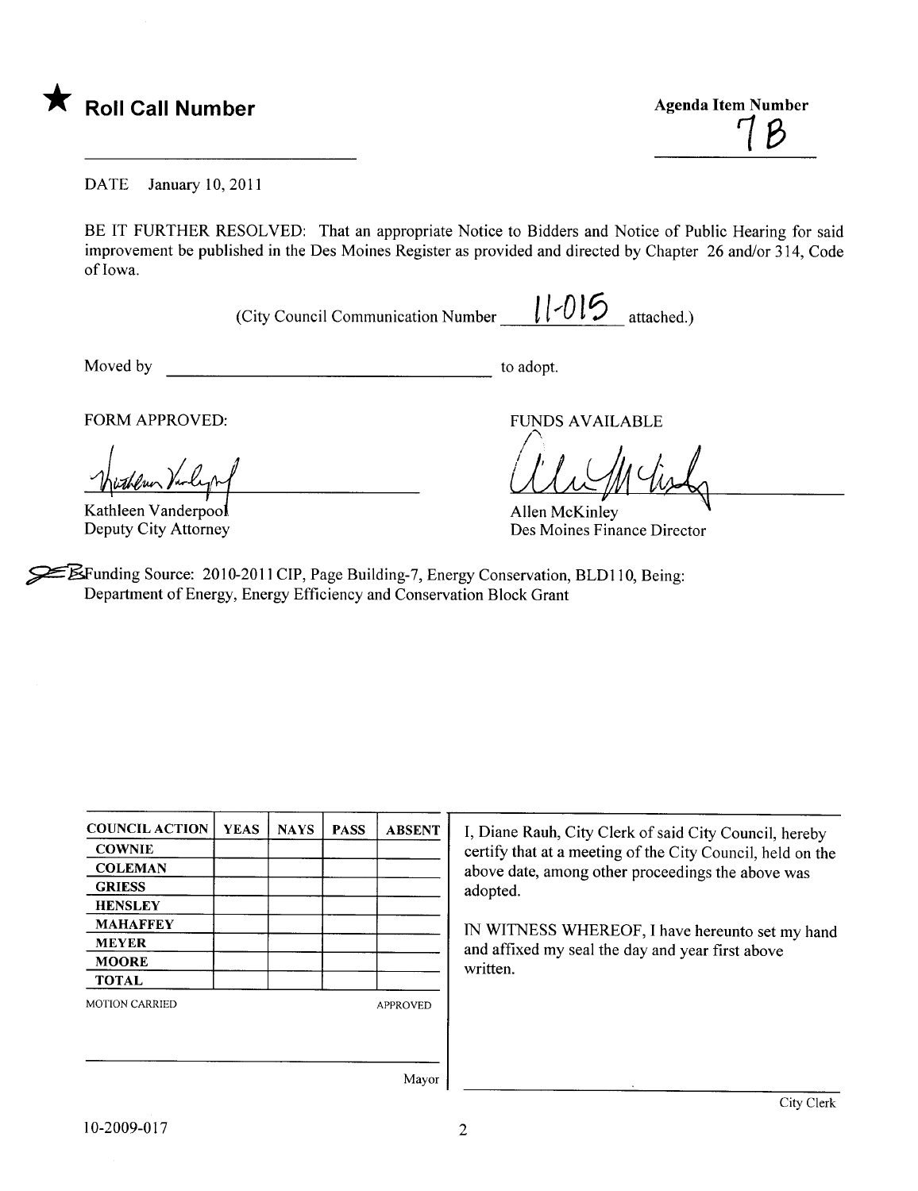★ **Roll Call Number**

**Agenda Item Number**
7B

DATE January 10, 2011

BE IT FURTHER RESOLVED: That an appropriate Notice to Bidders and Notice of Public Hearing for said improvement be published in the Des Moines Register as provided and directed by Chapter 26 and/or 314, Code of Iowa.

(City Council Communication Number 11-015 attached.)

Moved by ______________________ to adopt.

FORM APPROVED:

Kathleen Vanderpool
Deputy City Attorney

FUNDS AVAILABLE

Allen McKinley
Des Moines Finance Director

Funding Source: 2010-2011 CIP, Page Building-7, Energy Conservation, BLD110, Being: Department of Energy, Energy Efficiency and Conservation Block Grant

| COUNCIL ACTION | YEAS | NAYS | PASS | ABSENT |
|---|---|---|---|---|
| COWNIE | | | | |
| COLEMAN | | | | |
| GRIESS | | | | |
| HENSLEY | | | | |
| MAHAFFEY | | | | |
| MEYER | | | | |
| MOORE | | | | |
| TOTAL | | | | |

MOTION CARRIED APPROVED

Mayor

I, Diane Rauh, City Clerk of said City Council, hereby certify that at a meeting of the City Council, held on the above date, among other proceedings the above was adopted.

IN WITNESS WHEREOF, I have hereunto set my hand and affixed my seal the day and year first above written.

City Clerk

10-2009-017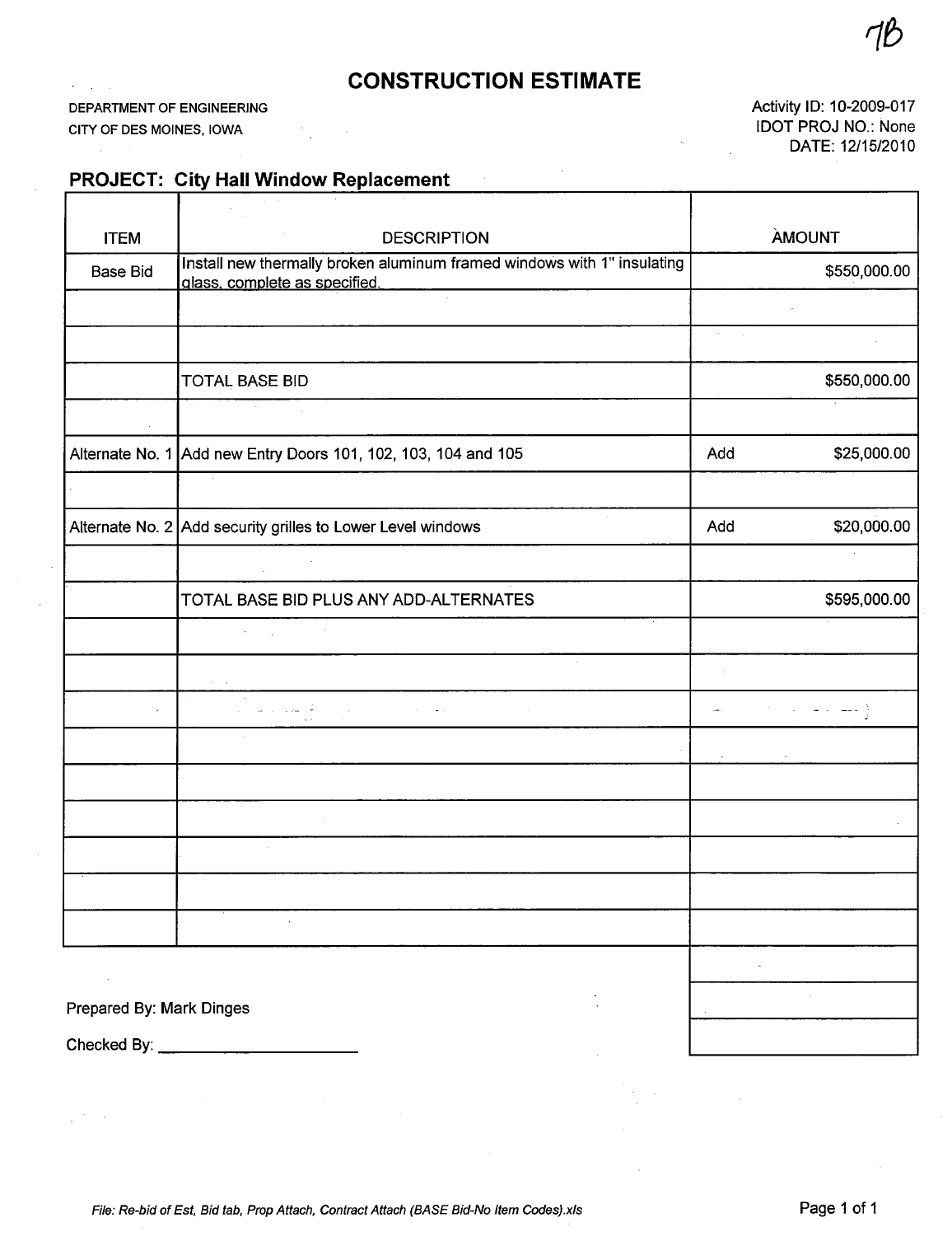7B

# CONSTRUCTION ESTIMATE

DEPARTMENT OF ENGINEERING
CITY OF DES MOINES, IOWA

Activity ID: 10-2009-017
IDOT PROJ NO.: None
DATE: 12/15/2010

## PROJECT: City Hall Window Replacement

| ITEM | DESCRIPTION | AMOUNT | |
|---|---|---|---|
| Base Bid | Install new thermally broken aluminum framed windows with 1" insulating glass, complete as specified. | | $550,000.00 |
| | | | |
| | | | |
| | TOTAL BASE BID | | $550,000.00 |
| | | | |
| Alternate No. 1 | Add new Entry Doors 101, 102, 103, 104 and 105 | Add | $25,000.00 |
| | | | |
| Alternate No. 2 | Add security grilles to Lower Level windows | Add | $20,000.00 |
| | | | |
| | TOTAL BASE BID PLUS ANY ADD-ALTERNATES | | $595,000.00 |

Prepared By: Mark Dinges

Checked By: ______________________

*File: Re-bid of Est, Bid tab, Prop Attach, Contract Attach (BASE Bid-No Item Codes).xls*